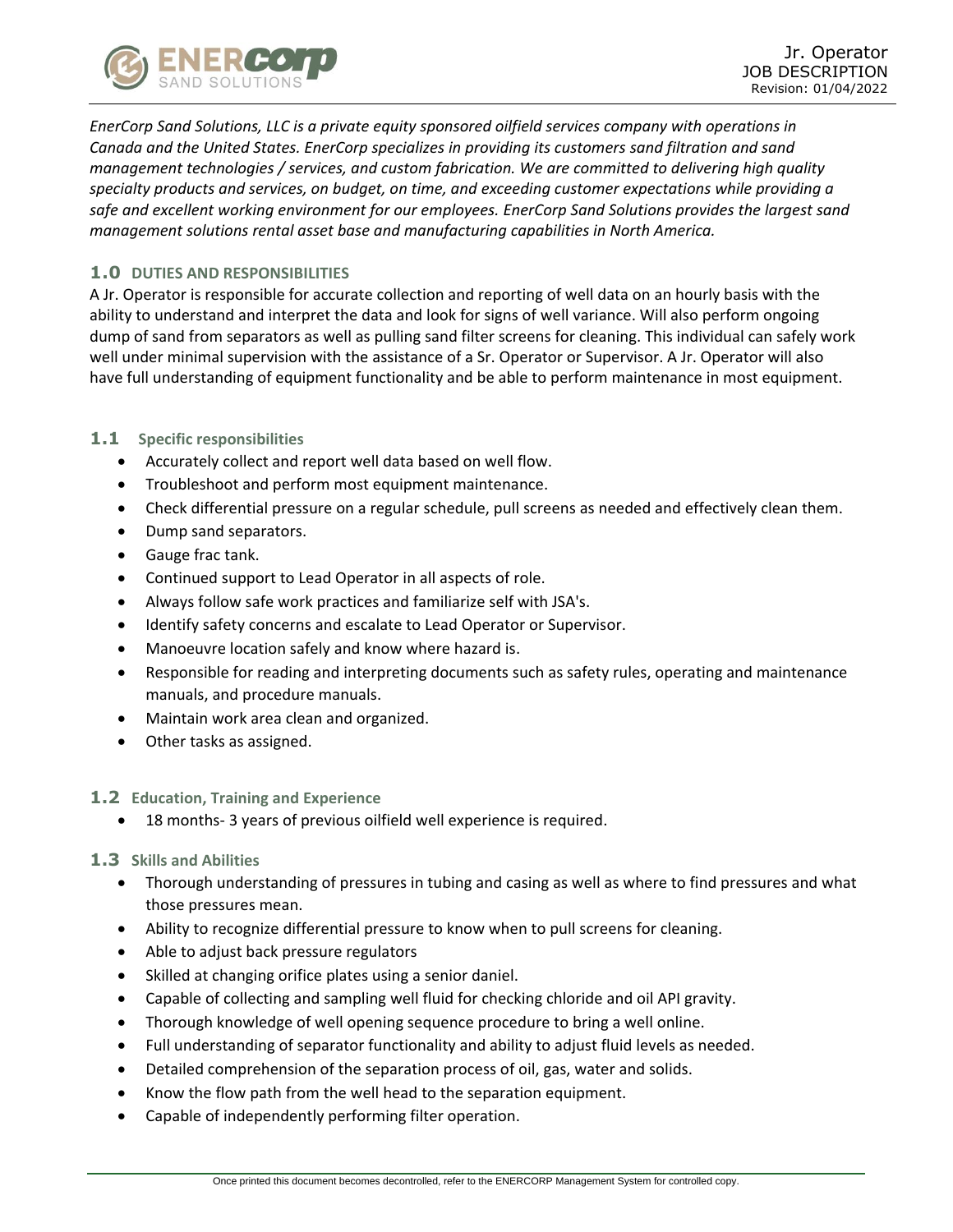Jr. Operator
JOB DESCRIPTION
Revision: 01/04/2022

*EnerCorp Sand Solutions, LLC is a private equity sponsored oilfield services company with operations in Canada and the United States. EnerCorp specializes in providing its customers sand filtration and sand management technologies / services, and custom fabrication. We are committed to delivering high quality specialty products and services, on budget, on time, and exceeding customer expectations while providing a safe and excellent working environment for our employees. EnerCorp Sand Solutions provides the largest sand management solutions rental asset base and manufacturing capabilities in North America.*

## 1.0 DUTIES AND RESPONSIBILITIES

A Jr. Operator is responsible for accurate collection and reporting of well data on an hourly basis with the ability to understand and interpret the data and look for signs of well variance. Will also perform ongoing dump of sand from separators as well as pulling sand filter screens for cleaning. This individual can safely work well under minimal supervision with the assistance of a Sr. Operator or Supervisor. A Jr. Operator will also have full understanding of equipment functionality and be able to perform maintenance in most equipment.

### 1.1 Specific responsibilities

- Accurately collect and report well data based on well flow.
- Troubleshoot and perform most equipment maintenance.
- Check differential pressure on a regular schedule, pull screens as needed and effectively clean them.
- Dump sand separators.
- Gauge frac tank.
- Continued support to Lead Operator in all aspects of role.
- Always follow safe work practices and familiarize self with JSA's.
- Identify safety concerns and escalate to Lead Operator or Supervisor.
- Manoeuvre location safely and know where hazard is.
- Responsible for reading and interpreting documents such as safety rules, operating and maintenance manuals, and procedure manuals.
- Maintain work area clean and organized.
- Other tasks as assigned.

### 1.2 Education, Training and Experience

- 18 months- 3 years of previous oilfield well experience is required.

### 1.3 Skills and Abilities

- Thorough understanding of pressures in tubing and casing as well as where to find pressures and what those pressures mean.
- Ability to recognize differential pressure to know when to pull screens for cleaning.
- Able to adjust back pressure regulators
- Skilled at changing orifice plates using a senior daniel.
- Capable of collecting and sampling well fluid for checking chloride and oil API gravity.
- Thorough knowledge of well opening sequence procedure to bring a well online.
- Full understanding of separator functionality and ability to adjust fluid levels as needed.
- Detailed comprehension of the separation process of oil, gas, water and solids.
- Know the flow path from the well head to the separation equipment.
- Capable of independently performing filter operation.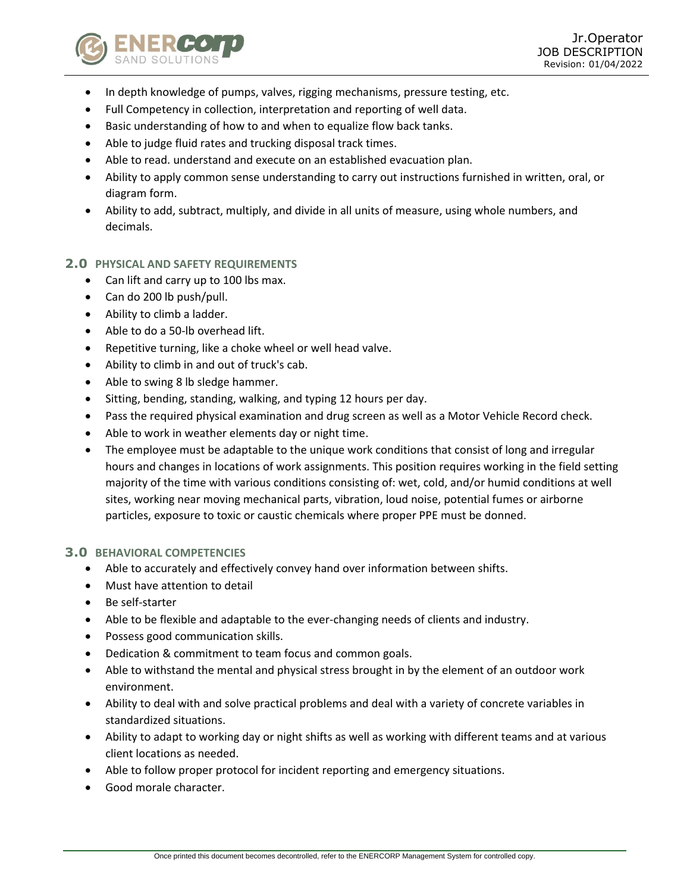- In depth knowledge of pumps, valves, rigging mechanisms, pressure testing, etc.
- Full Competency in collection, interpretation and reporting of well data.
- Basic understanding of how to and when to equalize flow back tanks.
- Able to judge fluid rates and trucking disposal track times.
- Able to read. understand and execute on an established evacuation plan.
- Ability to apply common sense understanding to carry out instructions furnished in written, oral, or diagram form.
- Ability to add, subtract, multiply, and divide in all units of measure, using whole numbers, and decimals.

## 2.0 PHYSICAL AND SAFETY REQUIREMENTS

- Can lift and carry up to 100 lbs max.
- Can do 200 lb push/pull.
- Ability to climb a ladder.
- Able to do a 50-lb overhead lift.
- Repetitive turning, like a choke wheel or well head valve.
- Ability to climb in and out of truck's cab.
- Able to swing 8 lb sledge hammer.
- Sitting, bending, standing, walking, and typing 12 hours per day.
- Pass the required physical examination and drug screen as well as a Motor Vehicle Record check.
- Able to work in weather elements day or night time.
- The employee must be adaptable to the unique work conditions that consist of long and irregular hours and changes in locations of work assignments. This position requires working in the field setting majority of the time with various conditions consisting of: wet, cold, and/or humid conditions at well sites, working near moving mechanical parts, vibration, loud noise, potential fumes or airborne particles, exposure to toxic or caustic chemicals where proper PPE must be donned.

## 3.0 BEHAVIORAL COMPETENCIES

- Able to accurately and effectively convey hand over information between shifts.
- Must have attention to detail
- Be self-starter
- Able to be flexible and adaptable to the ever-changing needs of clients and industry.
- Possess good communication skills.
- Dedication & commitment to team focus and common goals.
- Able to withstand the mental and physical stress brought in by the element of an outdoor work environment.
- Ability to deal with and solve practical problems and deal with a variety of concrete variables in standardized situations.
- Ability to adapt to working day or night shifts as well as working with different teams and at various client locations as needed.
- Able to follow proper protocol for incident reporting and emergency situations.
- Good morale character.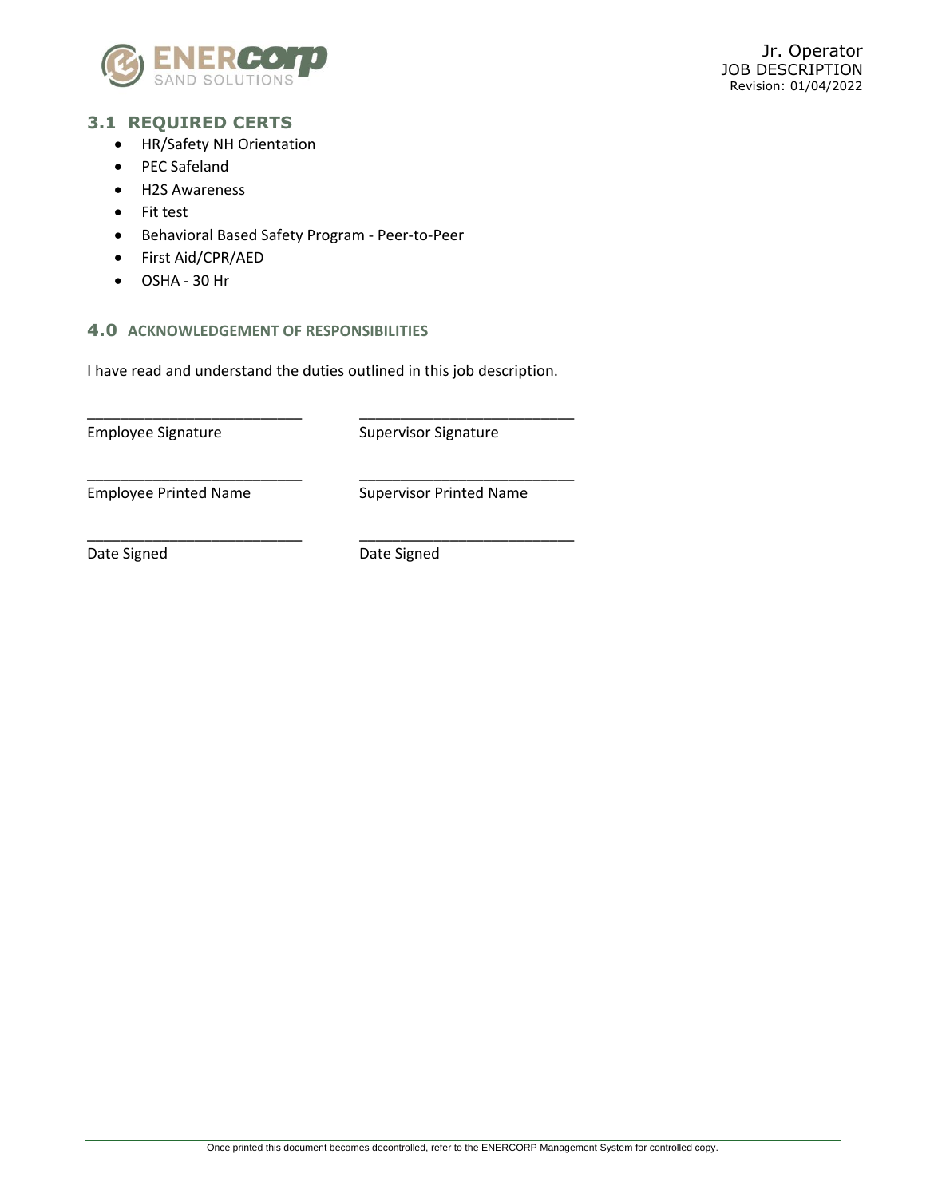### 3.1 REQUIRED CERTS

- HR/Safety NH Orientation
- PEC Safeland
- H2S Awareness
- Fit test
- Behavioral Based Safety Program - Peer-to-Peer
- First Aid/CPR/AED
- OSHA - 30 Hr

## 4.0 ACKNOWLEDGEMENT OF RESPONSIBILITIES

I have read and understand the duties outlined in this job description.

| | |
|---|---|
| ___________________________ | ___________________________ |
| Employee Signature | Supervisor Signature |
| ___________________________ | ___________________________ |
| Employee Printed Name | Supervisor Printed Name |
| ___________________________ | ___________________________ |
| Date Signed | Date Signed |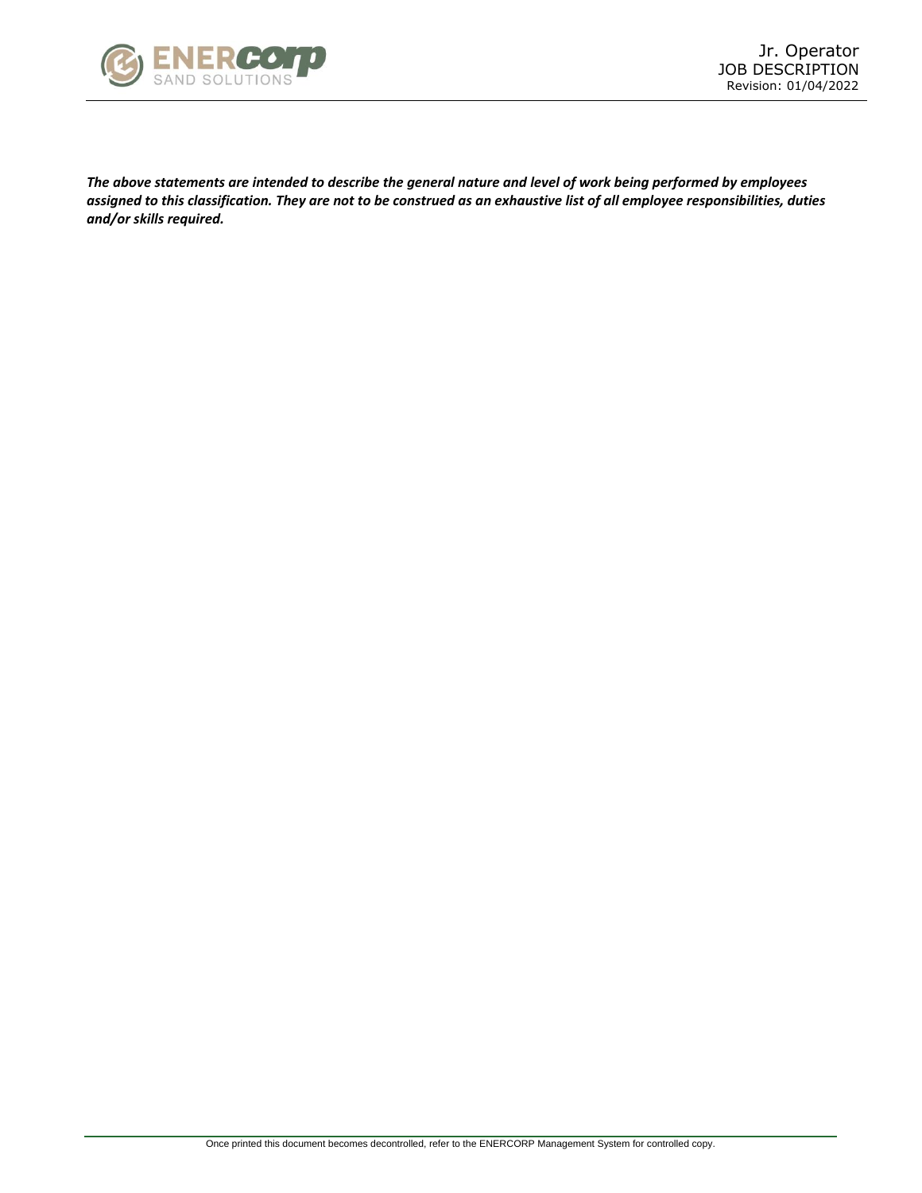***The above statements are intended to describe the general nature and level of work being performed by employees assigned to this classification. They are not to be construed as an exhaustive list of all employee responsibilities, duties and/or skills required.***